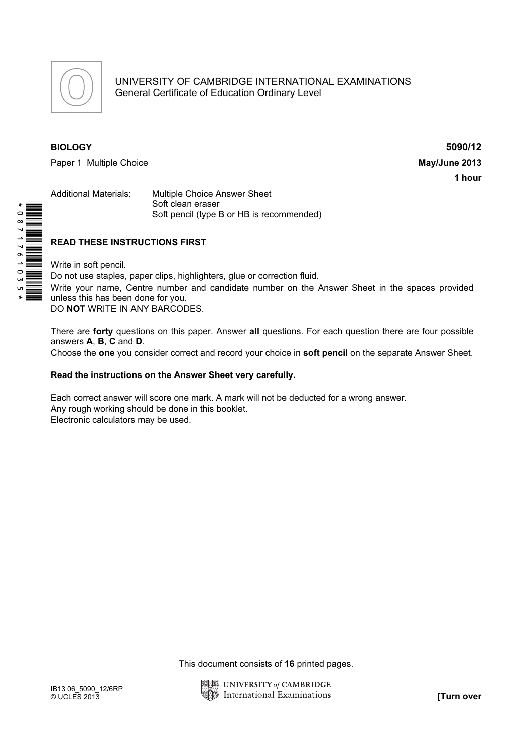UNIVERSITY OF CAMBRIDGE INTERNATIONAL EXAMINATIONS
General Certificate of Education Ordinary Level

**BIOLOGY** **5090/12**

Paper 1 Multiple Choice **May/June 2013**

**1 hour**

Additional Materials: Multiple Choice Answer Sheet
Soft clean eraser
Soft pencil (type B or HB is recommended)

*0871176103 5*

**READ THESE INSTRUCTIONS FIRST**

Write in soft pencil.
Do not use staples, paper clips, highlighters, glue or correction fluid.
Write your name, Centre number and candidate number on the Answer Sheet in the spaces provided unless this has been done for you.
DO **NOT** WRITE IN ANY BARCODES.

There are **forty** questions on this paper. Answer **all** questions. For each question there are four possible answers **A**, **B**, **C** and **D**.
Choose the **one** you consider correct and record your choice in **soft pencil** on the separate Answer Sheet.

**Read the instructions on the Answer Sheet very carefully.**

Each correct answer will score one mark. A mark will not be deducted for a wrong answer.
Any rough working should be done in this booklet.
Electronic calculators may be used.

This document consists of **16** printed pages.

IB13 06_5090_12/6RP
© UCLES 2013

**[Turn over**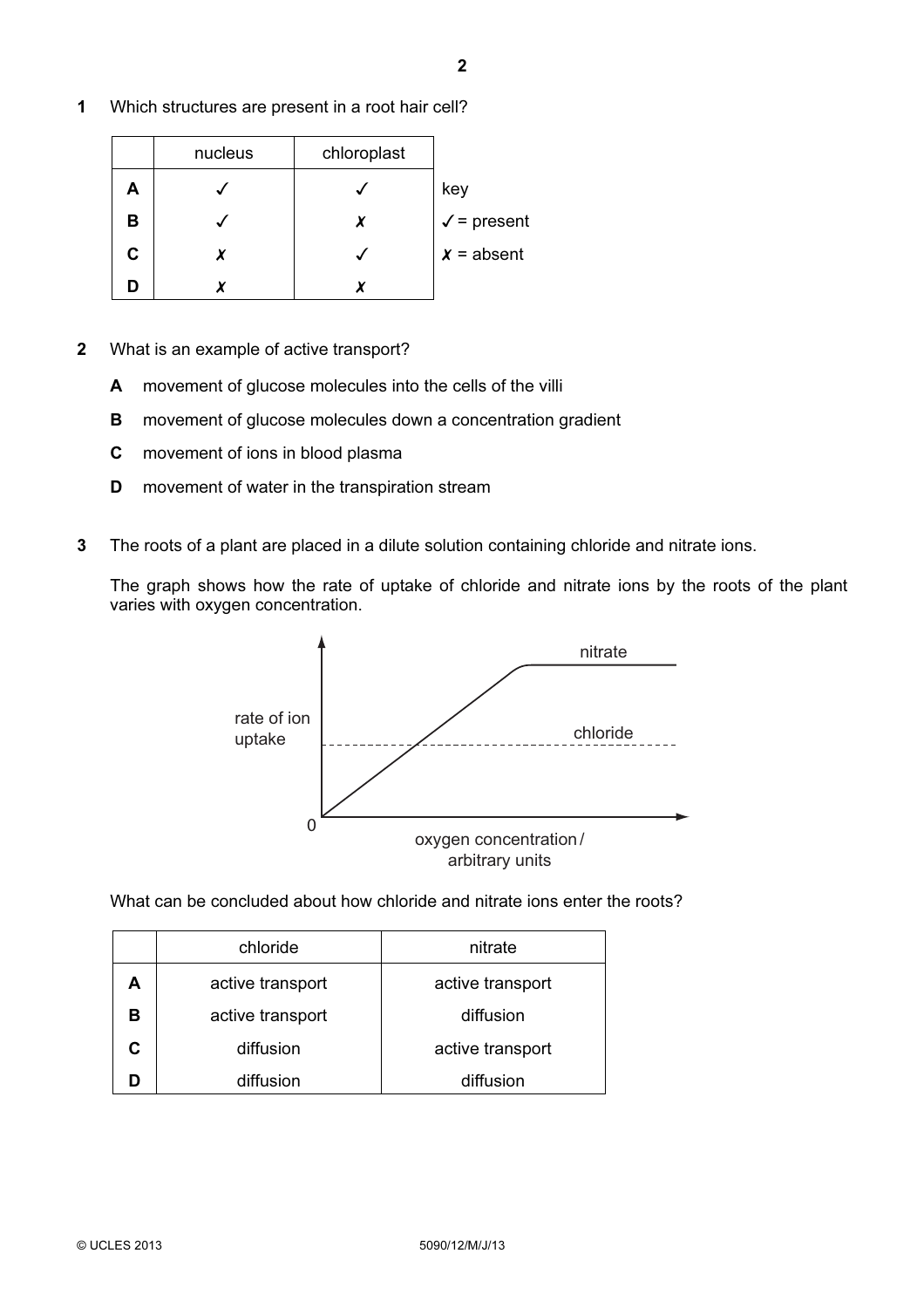**1** Which structures are present in a root hair cell?

| | nucleus | chloroplast |
|---|---|---|
| **A** | ✓ | ✓ |
| **B** | ✓ | ✗ |
| **C** | ✗ | ✓ |
| **D** | ✗ | ✗ |

key

✓ = present

✗ = absent

**2** What is an example of active transport?

**A** movement of glucose molecules into the cells of the villi

**B** movement of glucose molecules down a concentration gradient

**C** movement of ions in blood plasma

**D** movement of water in the transpiration stream

**3** The roots of a plant are placed in a dilute solution containing chloride and nitrate ions.

The graph shows how the rate of uptake of chloride and nitrate ions by the roots of the plant varies with oxygen concentration.

rate of ion uptake

nitrate

chloride

0

oxygen concentration / arbitrary units

What can be concluded about how chloride and nitrate ions enter the roots?

| | chloride | nitrate |
|---|---|---|
| **A** | active transport | active transport |
| **B** | active transport | diffusion |
| **C** | diffusion | active transport |
| **D** | diffusion | diffusion |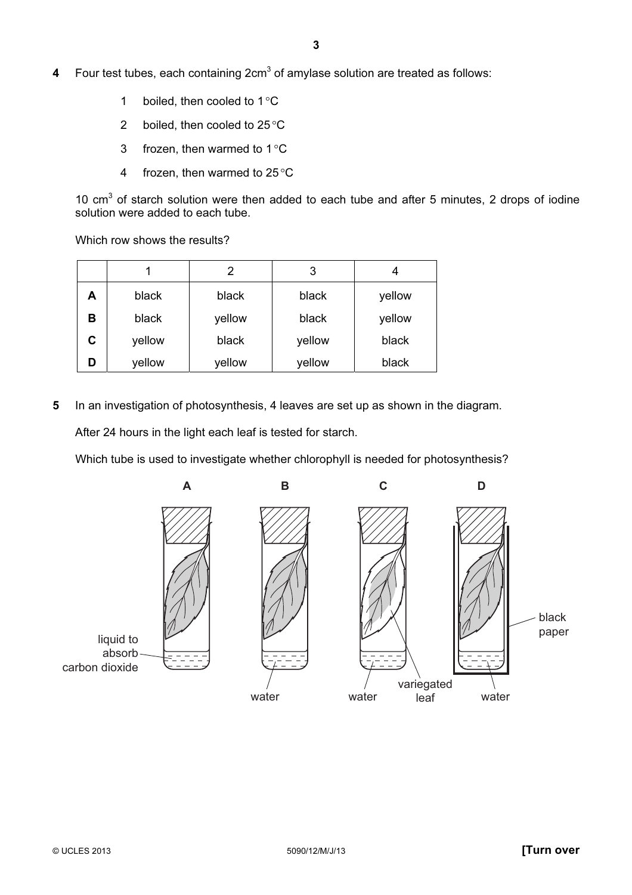**4** Four test tubes, each containing 2cm$^3$ of amylase solution are treated as follows:

1 boiled, then cooled to 1 °C

2 boiled, then cooled to 25 °C

3 frozen, then warmed to 1 °C

4 frozen, then warmed to 25 °C

10 cm$^3$ of starch solution were then added to each tube and after 5 minutes, 2 drops of iodine solution were added to each tube.

Which row shows the results?

| | 1 | 2 | 3 | 4 |
|---|---|---|---|---|
| **A** | black | black | black | yellow |
| **B** | black | yellow | black | yellow |
| **C** | yellow | black | yellow | black |
| **D** | yellow | yellow | yellow | black |

**5** In an investigation of photosynthesis, 4 leaves are set up as shown in the diagram.

After 24 hours in the light each leaf is tested for starch.

Which tube is used to investigate whether chlorophyll is needed for photosynthesis?

A
B
C
D

liquid to absorb carbon dioxide

water

water

variegated leaf

water

black paper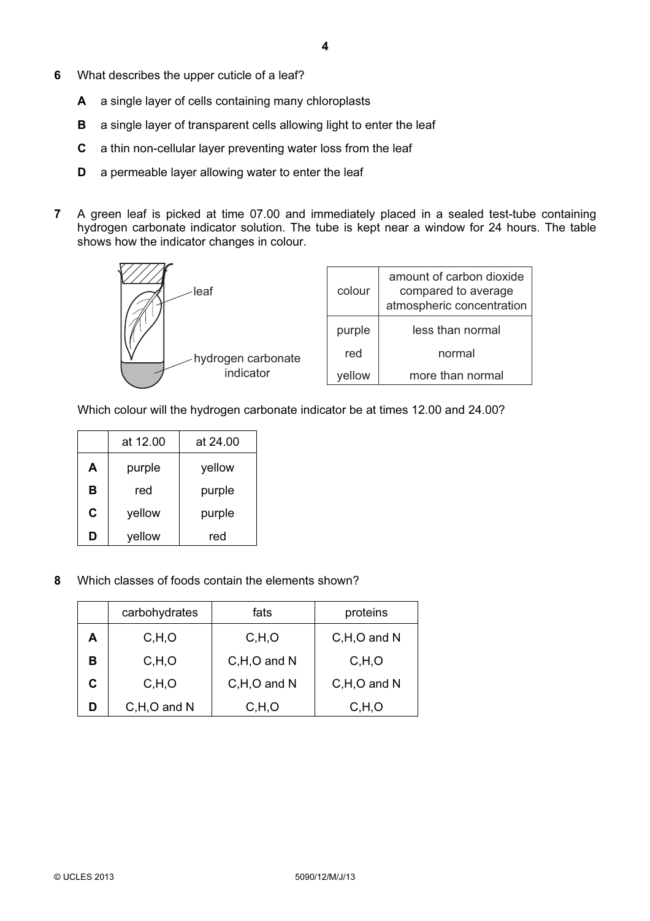6 What describes the upper cuticle of a leaf?

**A** a single layer of cells containing many chloroplasts

**B** a single layer of transparent cells allowing light to enter the leaf

**C** a thin non-cellular layer preventing water loss from the leaf

**D** a permeable layer allowing water to enter the leaf

7 A green leaf is picked at time 07.00 and immediately placed in a sealed test-tube containing hydrogen carbonate indicator solution. The tube is kept near a window for 24 hours. The table shows how the indicator changes in colour.

leaf

hydrogen carbonate indicator

| colour | amount of carbon dioxide compared to average atmospheric concentration |
|---|---|
| purple | less than normal |
| red | normal |
| yellow | more than normal |

Which colour will the hydrogen carbonate indicator be at times 12.00 and 24.00?

| | at 12.00 | at 24.00 |
|---|---|---|
| **A** | purple | yellow |
| **B** | red | purple |
| **C** | yellow | purple |
| **D** | yellow | red |

8 Which classes of foods contain the elements shown?

| | carbohydrates | fats | proteins |
|---|---|---|---|
| **A** | C,H,O | C,H,O | C,H,O and N |
| **B** | C,H,O | C,H,O and N | C,H,O |
| **C** | C,H,O | C,H,O and N | C,H,O and N |
| **D** | C,H,O and N | C,H,O | C,H,O |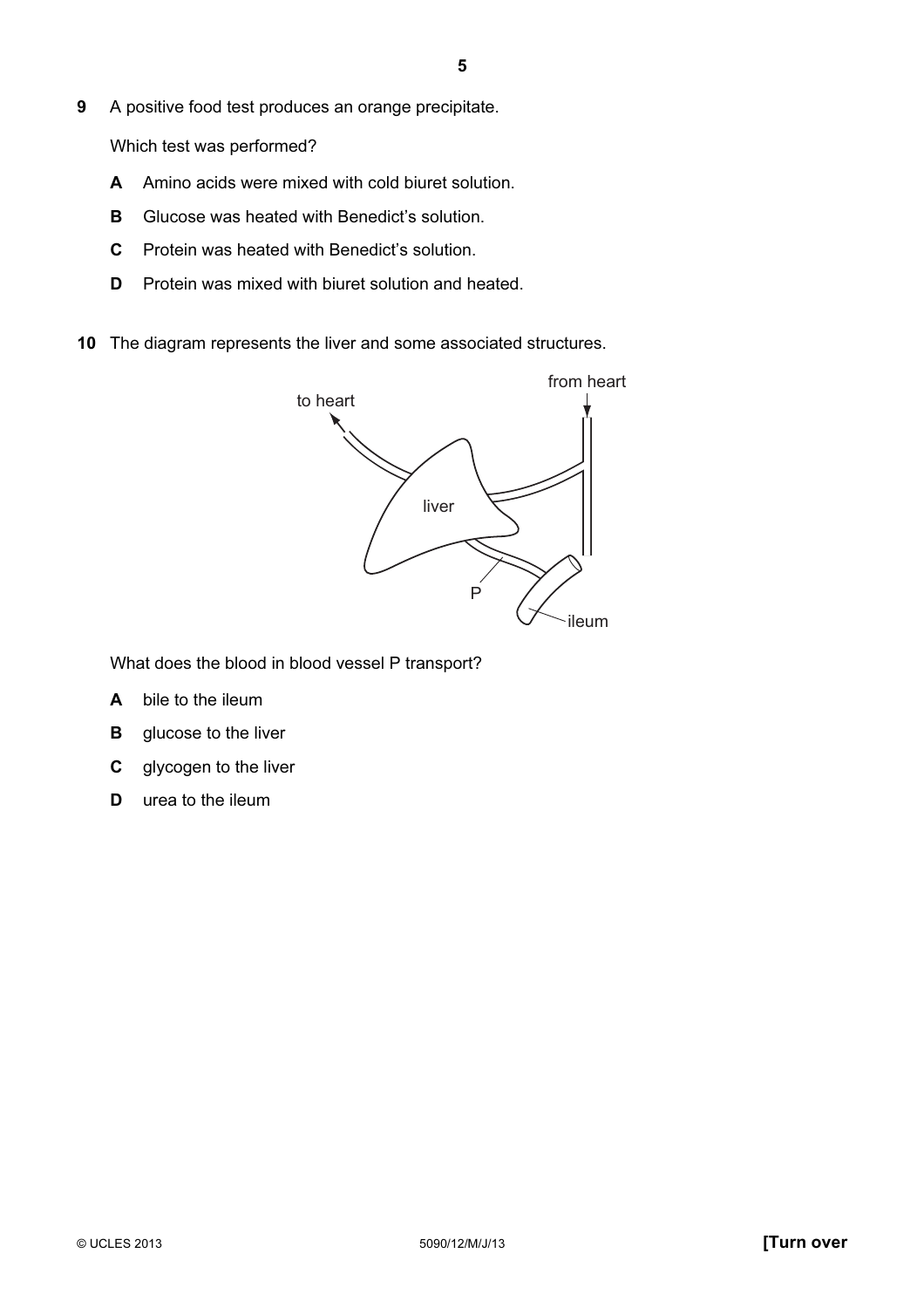**9** A positive food test produces an orange precipitate.

Which test was performed?

**A** Amino acids were mixed with cold biuret solution.

**B** Glucose was heated with Benedict's solution.

**C** Protein was heated with Benedict's solution.

**D** Protein was mixed with biuret solution and heated.

**10** The diagram represents the liver and some associated structures.

to heart

from heart

liver

P

ileum

What does the blood in blood vessel P transport?

**A** bile to the ileum

**B** glucose to the liver

**C** glycogen to the liver

**D** urea to the ileum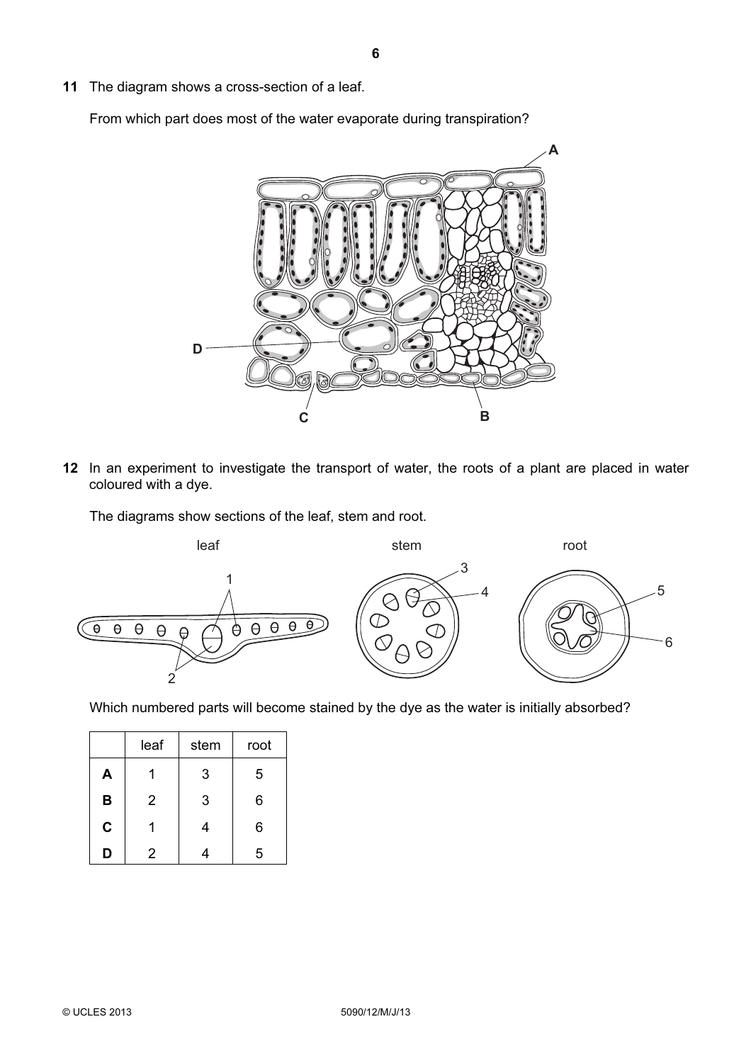**11** The diagram shows a cross-section of a leaf.

From which part does most of the water evaporate during transpiration?

A

D

C

B

**12** In an experiment to investigate the transport of water, the roots of a plant are placed in water coloured with a dye.

The diagrams show sections of the leaf, stem and root.

leaf

stem

root

1

2

3

4

5

6

Which numbered parts will become stained by the dye as the water is initially absorbed?

| | leaf | stem | root |
|---|---|---|---|
| **A** | 1 | 3 | 5 |
| **B** | 2 | 3 | 6 |
| **C** | 1 | 4 | 6 |
| **D** | 2 | 4 | 5 |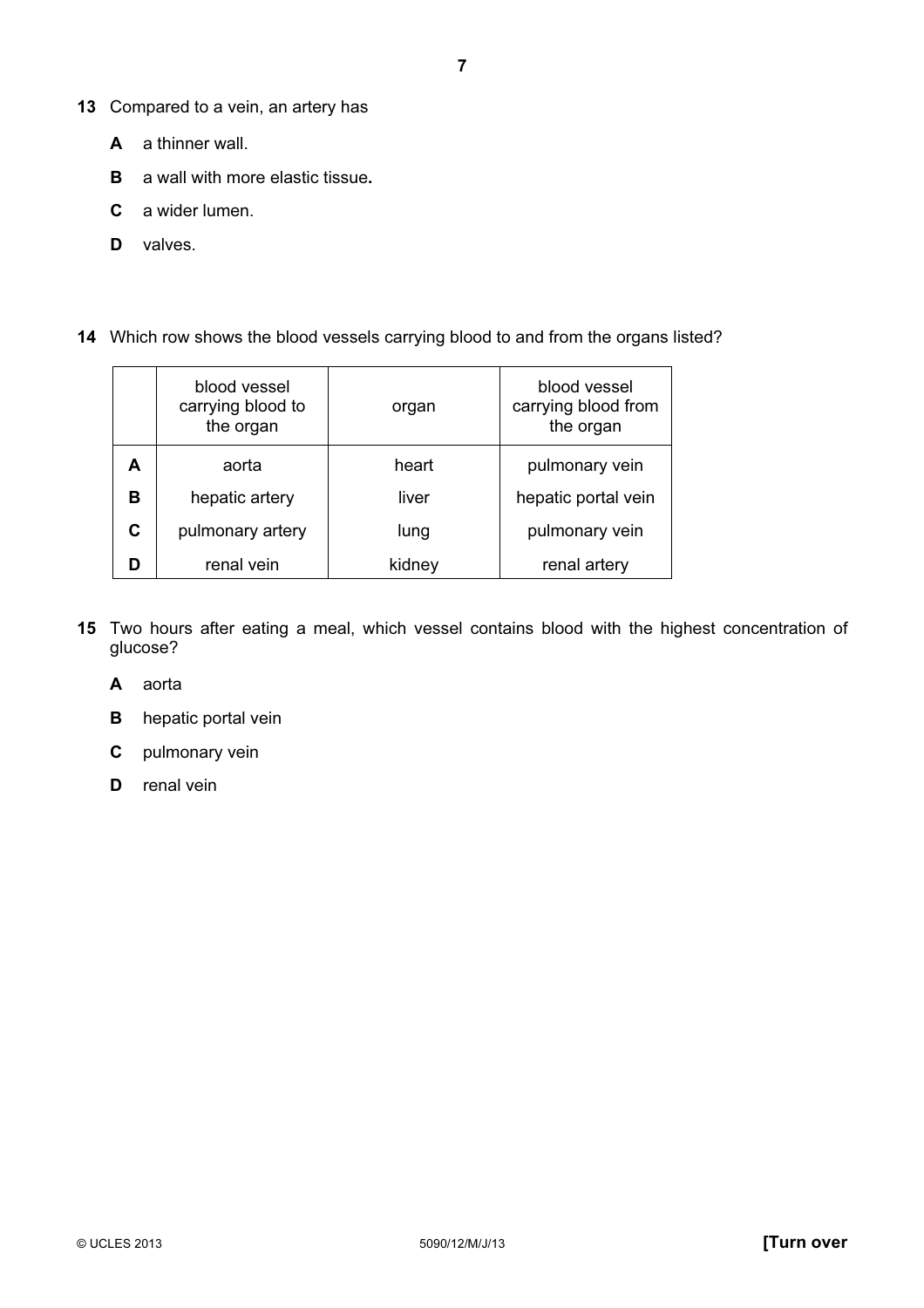**13** Compared to a vein, an artery has

**A** a thinner wall.

**B** a wall with more elastic tissue.

**C** a wider lumen.

**D** valves.

**14** Which row shows the blood vessels carrying blood to and from the organs listed?

| | blood vessel carrying blood to the organ | organ | blood vessel carrying blood from the organ |
|---|---|---|---|
| **A** | aorta | heart | pulmonary vein |
| **B** | hepatic artery | liver | hepatic portal vein |
| **C** | pulmonary artery | lung | pulmonary vein |
| **D** | renal vein | kidney | renal artery |

**15** Two hours after eating a meal, which vessel contains blood with the highest concentration of glucose?

**A** aorta

**B** hepatic portal vein

**C** pulmonary vein

**D** renal vein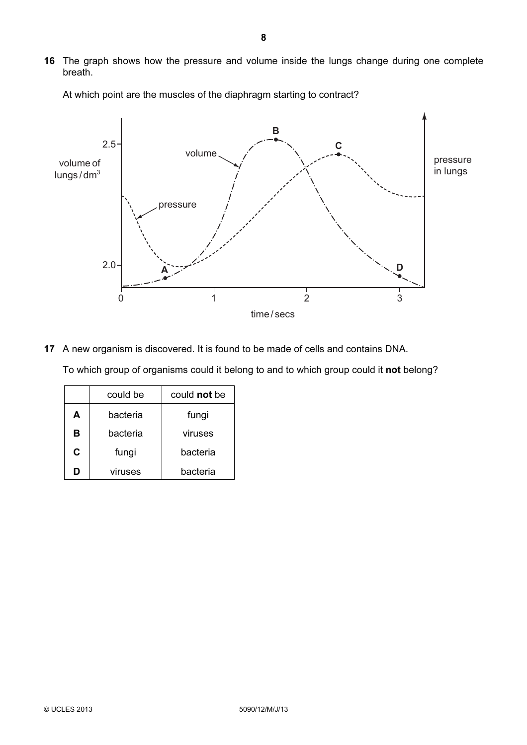**16** The graph shows how the pressure and volume inside the lungs change during one complete breath.

At which point are the muscles of the diaphragm starting to contract?

volume of lungs / $dm^3$

2.5

2.0

volume

pressure

pressure in lungs

A

B

C

D

0

1

2

3

time / secs

**17** A new organism is discovered. It is found to be made of cells and contains DNA.

To which group of organisms could it belong to and to which group could it **not** belong?

| | could be | could **not** be |
|---|---|---|
| **A** | bacteria | fungi |
| **B** | bacteria | viruses |
| **C** | fungi | bacteria |
| **D** | viruses | bacteria |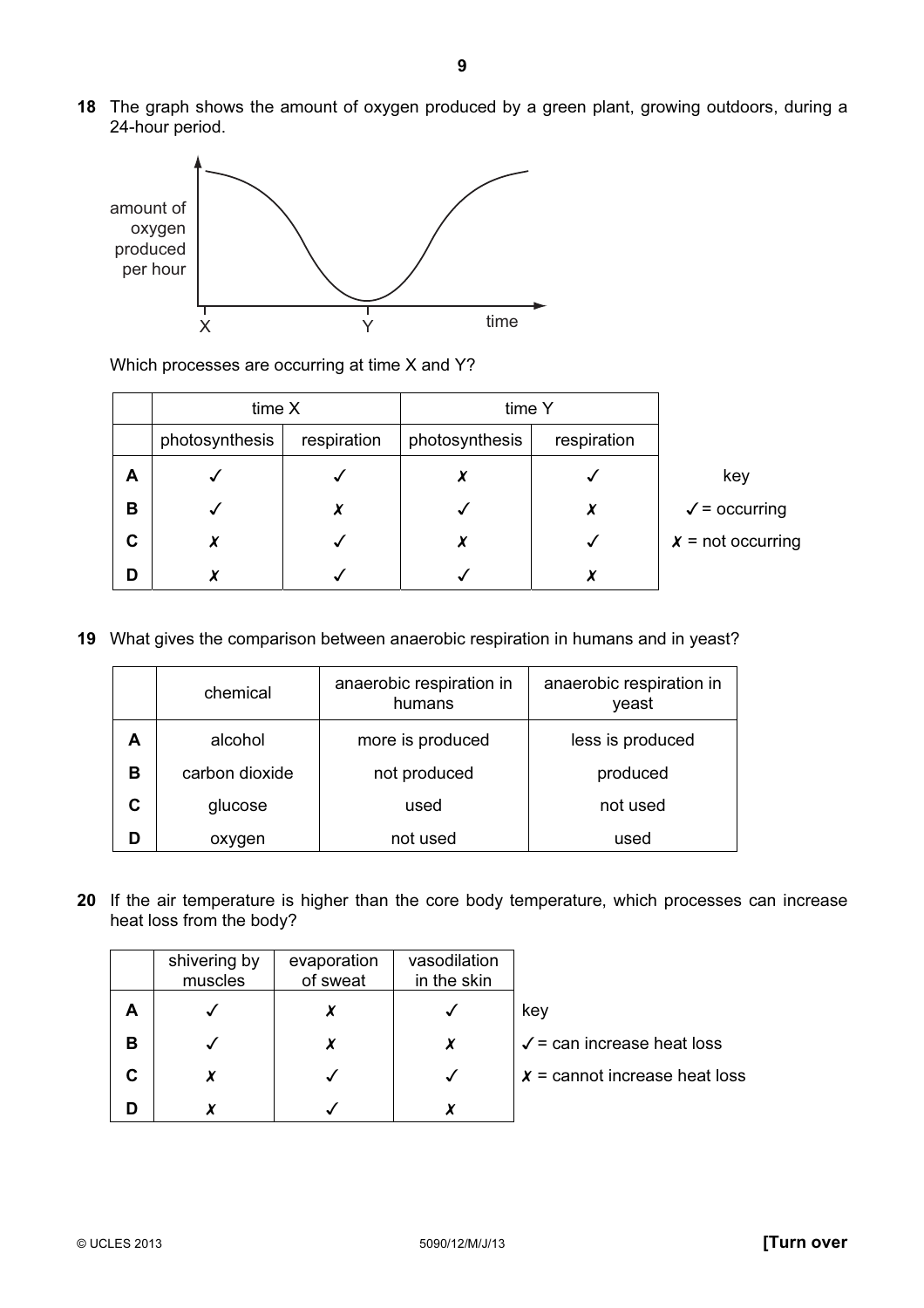**18** The graph shows the amount of oxygen produced by a green plant, growing outdoors, during a 24-hour period.

amount of oxygen produced per hour

X

Y

time

Which processes are occurring at time X and Y?

| | time X | | time Y | |
|---|---|---|---|---|
| | photosynthesis | respiration | photosynthesis | respiration |
| **A** | ✓ | ✓ | ✗ | ✓ |
| **B** | ✓ | ✗ | ✓ | ✗ |
| **C** | ✗ | ✓ | ✗ | ✓ |
| **D** | ✗ | ✓ | ✓ | ✗ |

key
✓ = occurring
✗ = not occurring

**19** What gives the comparison between anaerobic respiration in humans and in yeast?

| | chemical | anaerobic respiration in humans | anaerobic respiration in yeast |
|---|---|---|---|
| **A** | alcohol | more is produced | less is produced |
| **B** | carbon dioxide | not produced | produced |
| **C** | glucose | used | not used |
| **D** | oxygen | not used | used |

**20** If the air temperature is higher than the core body temperature, which processes can increase heat loss from the body?

| | shivering by muscles | evaporation of sweat | vasodilation in the skin |
|---|---|---|---|
| **A** | ✓ | ✗ | ✓ |
| **B** | ✓ | ✗ | ✗ |
| **C** | ✗ | ✓ | ✓ |
| **D** | ✗ | ✓ | ✗ |

key
✓ = can increase heat loss
✗ = cannot increase heat loss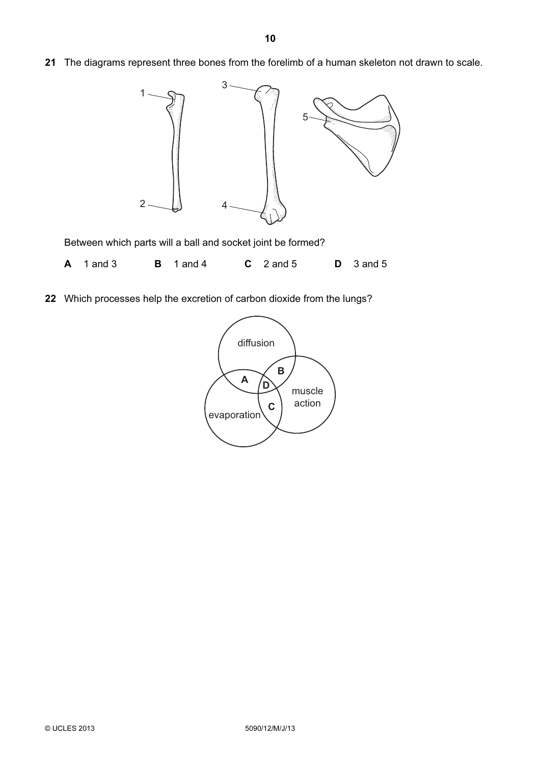**21** The diagrams represent three bones from the forelimb of a human skeleton not drawn to scale.

1

2

3

4

5

Between which parts will a ball and socket joint be formed?

**A** 1 and 3 **B** 1 and 4 **C** 2 and 5 **D** 3 and 5

**22** Which processes help the excretion of carbon dioxide from the lungs?

diffusion

muscle action

evaporation

A

B

C

D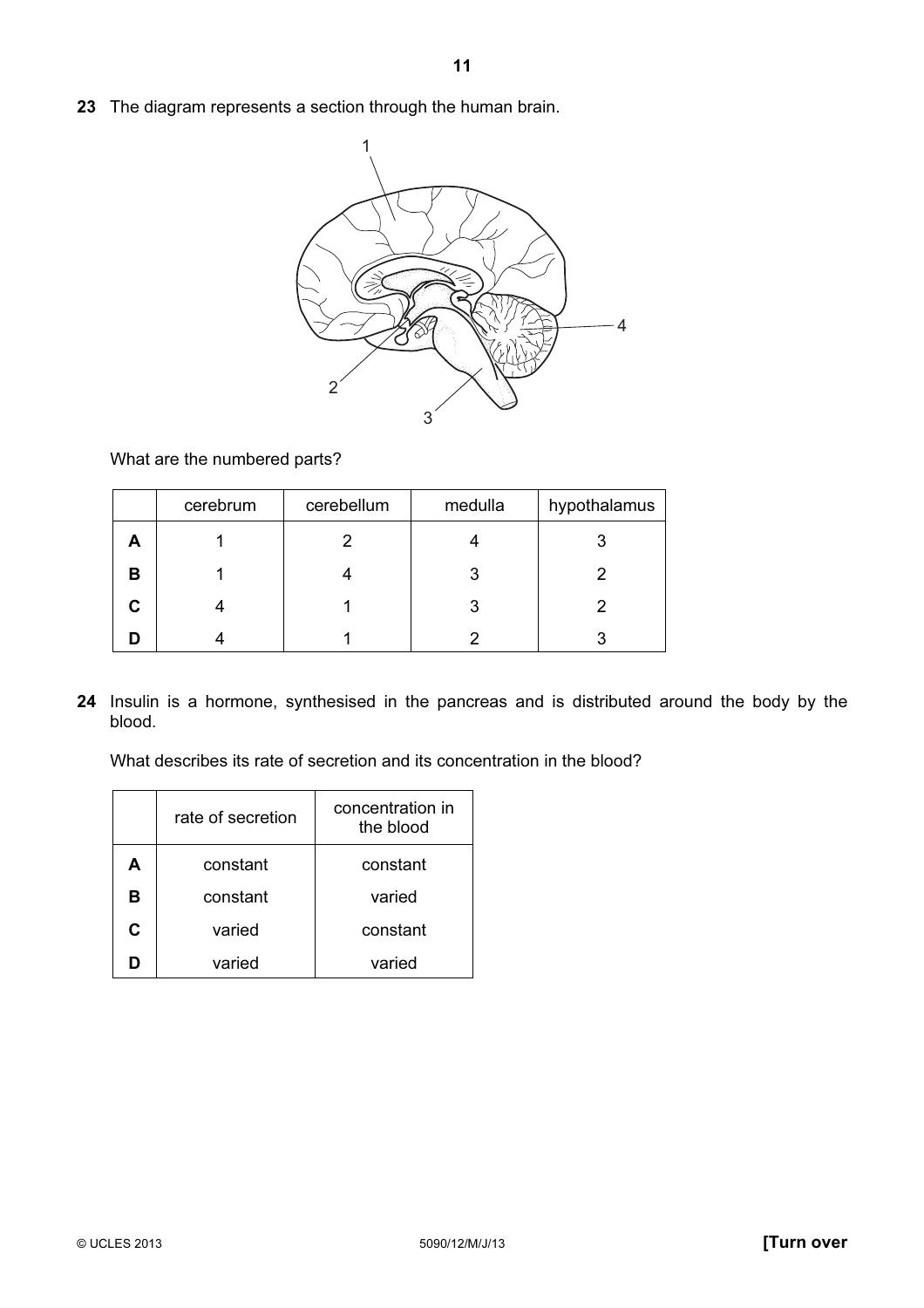**23** The diagram represents a section through the human brain.

1

4

2

3

What are the numbered parts?

| | cerebrum | cerebellum | medulla | hypothalamus |
|---|---|---|---|---|
| **A** | 1 | 2 | 4 | 3 |
| **B** | 1 | 4 | 3 | 2 |
| **C** | 4 | 1 | 3 | 2 |
| **D** | 4 | 1 | 2 | 3 |

**24** Insulin is a hormone, synthesised in the pancreas and is distributed around the body by the blood.

What describes its rate of secretion and its concentration in the blood?

| | rate of secretion | concentration in the blood |
|---|---|---|
| **A** | constant | constant |
| **B** | constant | varied |
| **C** | varied | constant |
| **D** | varied | varied |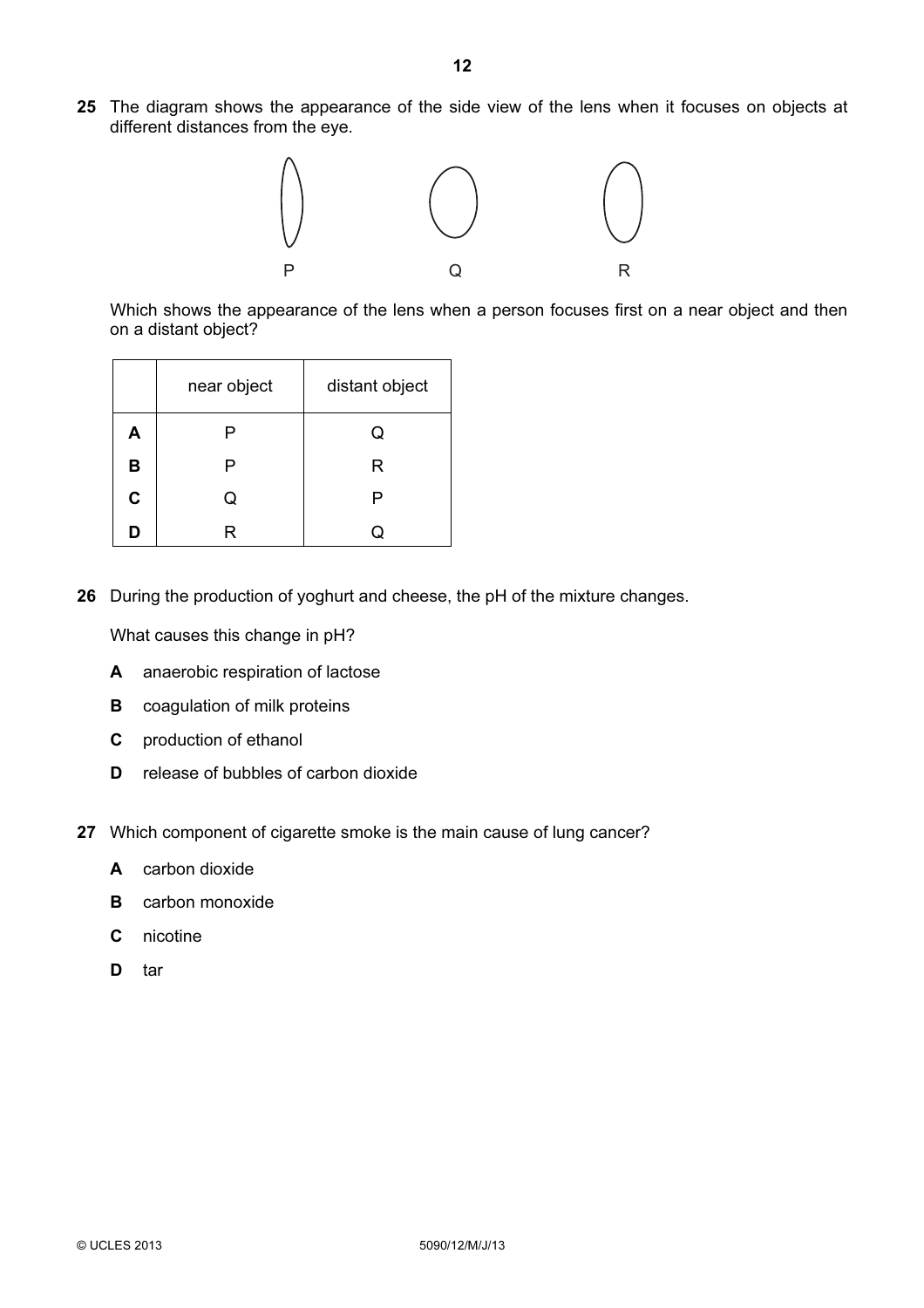**25** The diagram shows the appearance of the side view of the lens when it focuses on objects at different distances from the eye.

P Q R

Which shows the appearance of the lens when a person focuses first on a near object and then on a distant object?

| | near object | distant object |
|---|---|---|
| **A** | P | Q |
| **B** | P | R |
| **C** | Q | P |
| **D** | R | Q |

**26** During the production of yoghurt and cheese, the pH of the mixture changes.

What causes this change in pH?

**A** anaerobic respiration of lactose

**B** coagulation of milk proteins

**C** production of ethanol

**D** release of bubbles of carbon dioxide

**27** Which component of cigarette smoke is the main cause of lung cancer?

**A** carbon dioxide

**B** carbon monoxide

**C** nicotine

**D** tar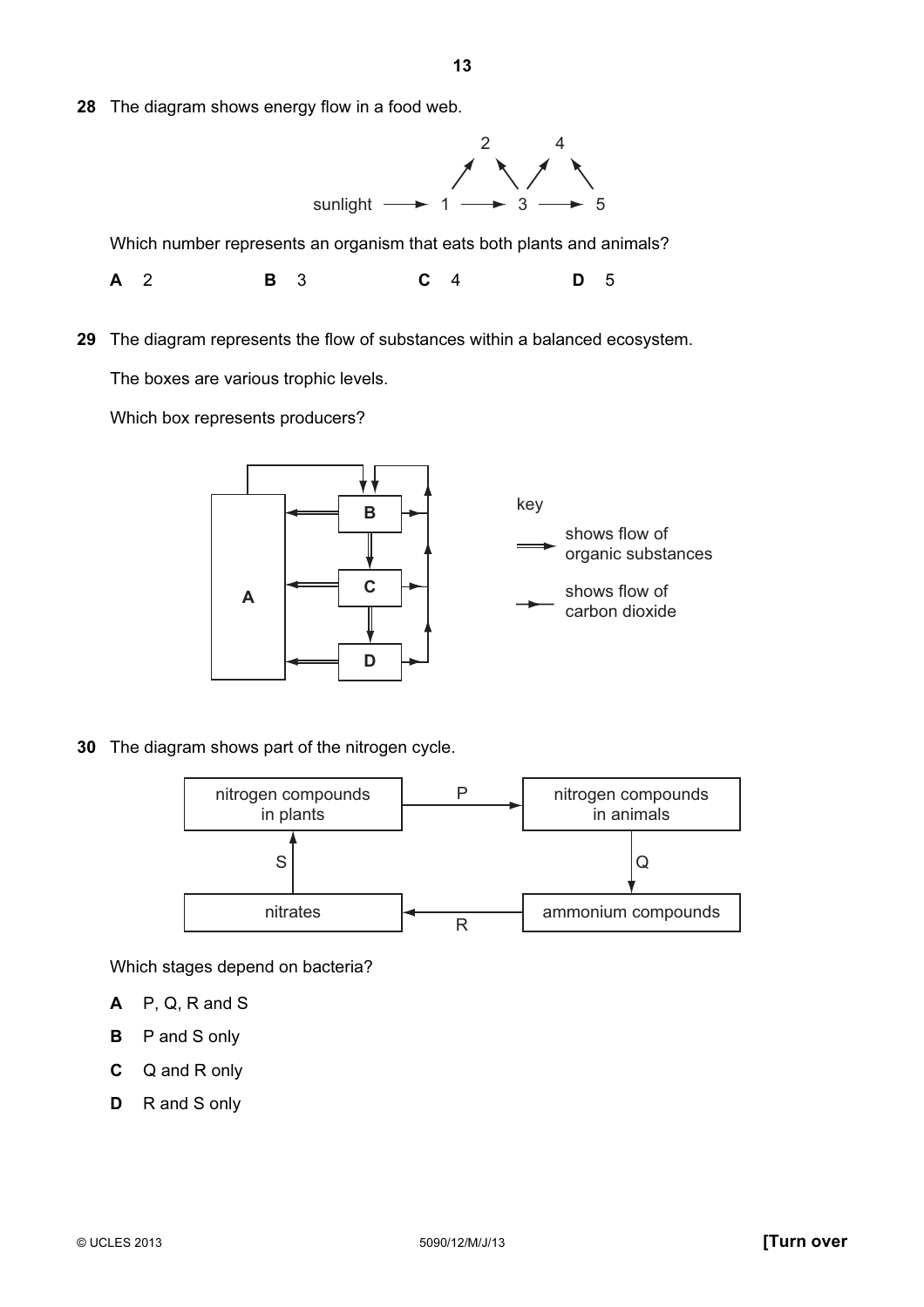**28** The diagram shows energy flow in a food web.

2 4

sunlight → 1 → 3 → 5

Which number represents an organism that eats both plants and animals?

**A** 2 **B** 3 **C** 4 **D** 5

**29** The diagram represents the flow of substances within a balanced ecosystem.

The boxes are various trophic levels.

Which box represents producers?

A

B

C

D

key

shows flow of organic substances

shows flow of carbon dioxide

**30** The diagram shows part of the nitrogen cycle.

nitrogen compounds in plants

P

nitrogen compounds in animals

S

Q

nitrates

R

ammonium compounds

Which stages depend on bacteria?

**A** P, Q, R and S

**B** P and S only

**C** Q and R only

**D** R and S only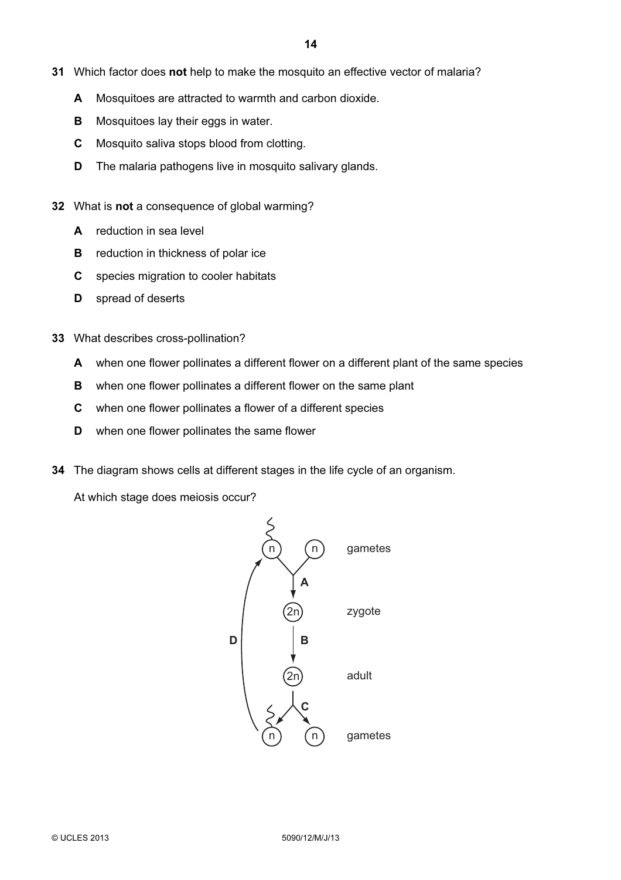**31** Which factor does **not** help to make the mosquito an effective vector of malaria?

**A** Mosquitoes are attracted to warmth and carbon dioxide.

**B** Mosquitoes lay their eggs in water.

**C** Mosquito saliva stops blood from clotting.

**D** The malaria pathogens live in mosquito salivary glands.

**32** What is **not** a consequence of global warming?

**A** reduction in sea level

**B** reduction in thickness of polar ice

**C** species migration to cooler habitats

**D** spread of deserts

**33** What describes cross-pollination?

**A** when one flower pollinates a different flower on a different plant of the same species

**B** when one flower pollinates a different flower on the same plant

**C** when one flower pollinates a flower of a different species

**D** when one flower pollinates the same flower

**34** The diagram shows cells at different stages in the life cycle of an organism.

At which stage does meiosis occur?

n n gametes

A

2n zygote

D B

2n adult

C

n n gametes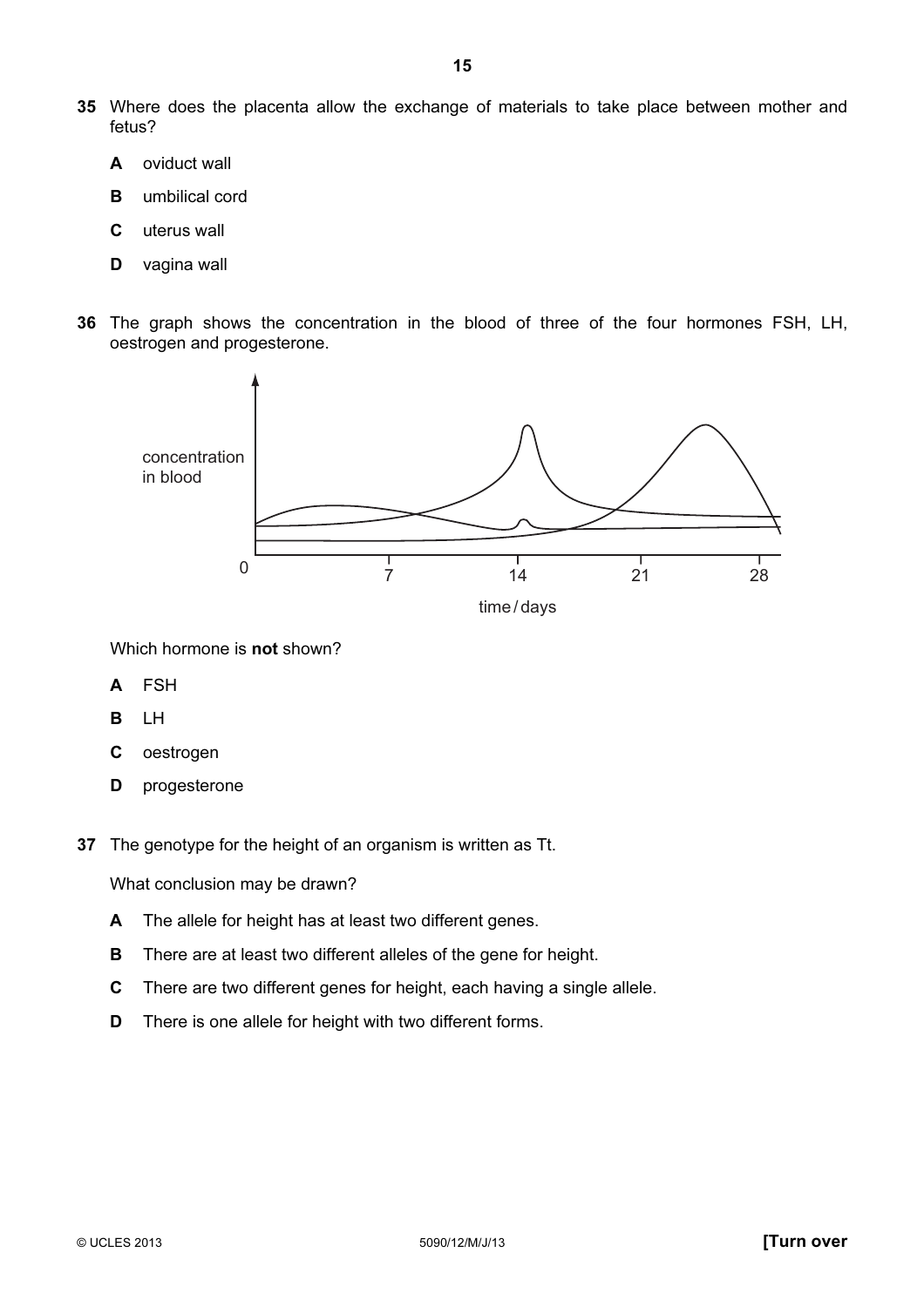**35** Where does the placenta allow the exchange of materials to take place between mother and fetus?

**A** oviduct wall

**B** umbilical cord

**C** uterus wall

**D** vagina wall

**36** The graph shows the concentration in the blood of three of the four hormones FSH, LH, oestrogen and progesterone.

concentration in blood

0

7

14

21

28

time / days

Which hormone is **not** shown?

**A** FSH

**B** LH

**C** oestrogen

**D** progesterone

**37** The genotype for the height of an organism is written as Tt.

What conclusion may be drawn?

**A** The allele for height has at least two different genes.

**B** There are at least two different alleles of the gene for height.

**C** There are two different genes for height, each having a single allele.

**D** There is one allele for height with two different forms.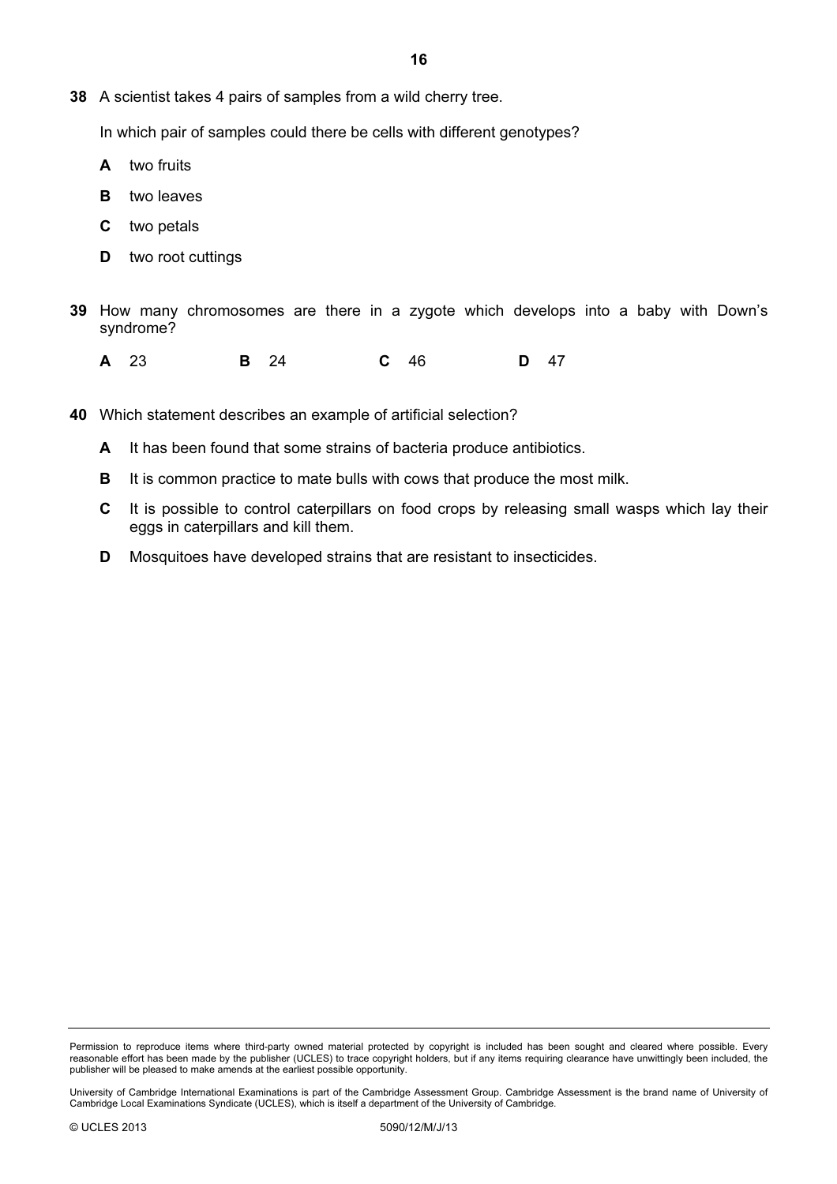**38** A scientist takes 4 pairs of samples from a wild cherry tree.

In which pair of samples could there be cells with different genotypes?

**A** two fruits

**B** two leaves

**C** two petals

**D** two root cuttings

**39** How many chromosomes are there in a zygote which develops into a baby with Down's syndrome?

**A** 23 **B** 24 **C** 46 **D** 47

**40** Which statement describes an example of artificial selection?

**A** It has been found that some strains of bacteria produce antibiotics.

**B** It is common practice to mate bulls with cows that produce the most milk.

**C** It is possible to control caterpillars on food crops by releasing small wasps which lay their eggs in caterpillars and kill them.

**D** Mosquitoes have developed strains that are resistant to insecticides.

Permission to reproduce items where third-party owned material protected by copyright is included has been sought and cleared where possible. Every reasonable effort has been made by the publisher (UCLES) to trace copyright holders, but if any items requiring clearance have unwittingly been included, the publisher will be pleased to make amends at the earliest possible opportunity.

University of Cambridge International Examinations is part of the Cambridge Assessment Group. Cambridge Assessment is the brand name of University of Cambridge Local Examinations Syndicate (UCLES), which is itself a department of the University of Cambridge.

© UCLES 2013 5090/12/M/J/13